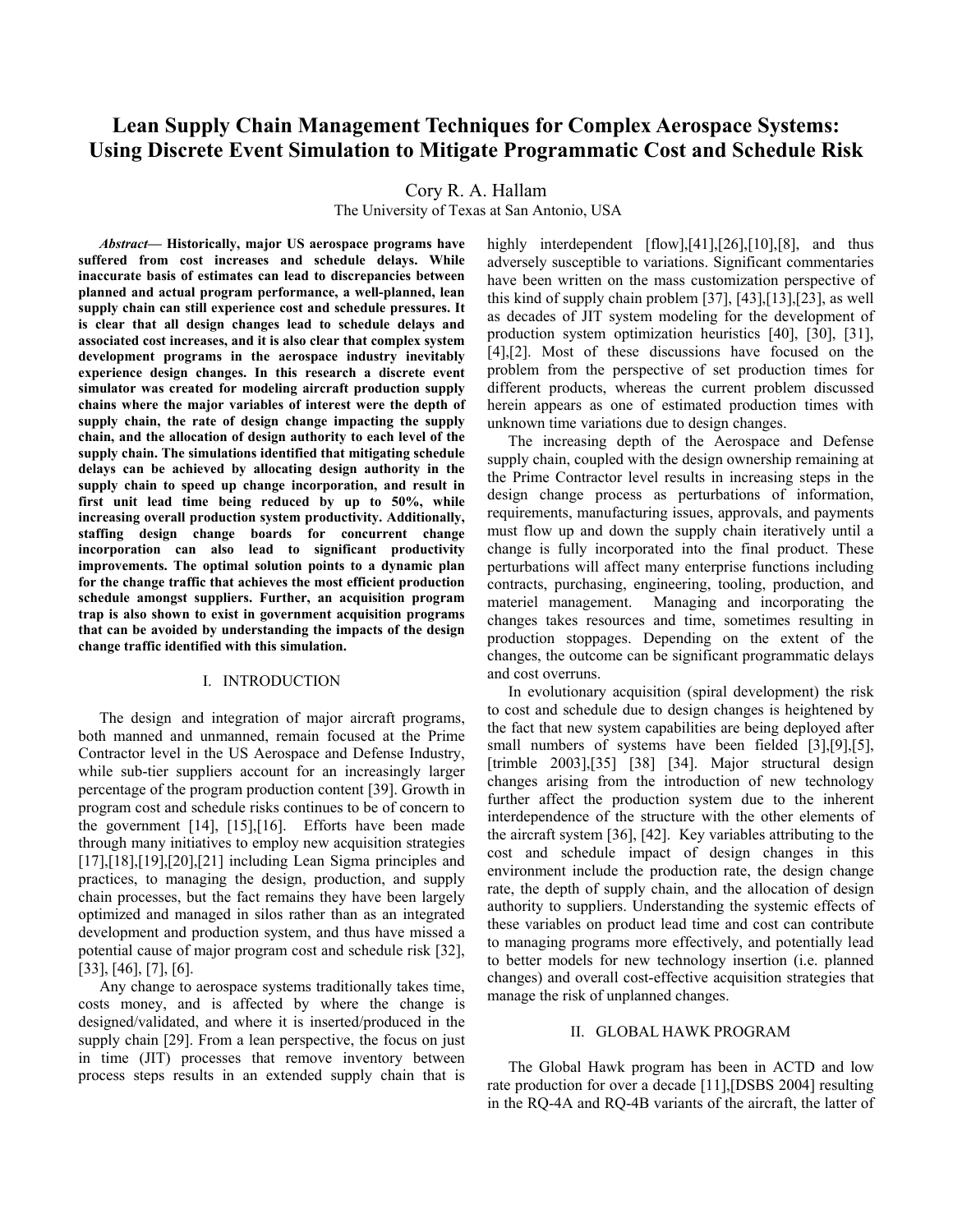# Lean Supply Chain Management Techniques for Complex Aerospace Systems: Using Discrete Event Simulation to Mitigate Programmatic Cost and Schedule Risk

Cory R. A. Hallam

The University of Texas at San Antonio, USA

***Abstract*— Historically, major US aerospace programs have suffered from cost increases and schedule delays. While inaccurate basis of estimates can lead to discrepancies between planned and actual program performance, a well-planned, lean supply chain can still experience cost and schedule pressures. It is clear that all design changes lead to schedule delays and associated cost increases, and it is also clear that complex system development programs in the aerospace industry inevitably experience design changes. In this research a discrete event simulator was created for modeling aircraft production supply chains where the major variables of interest were the depth of supply chain, the rate of design change impacting the supply chain, and the allocation of design authority to each level of the supply chain. The simulations identified that mitigating schedule delays can be achieved by allocating design authority in the supply chain to speed up change incorporation, and result in first unit lead time being reduced by up to 50%, while increasing overall production system productivity. Additionally, staffing design change boards for concurrent change incorporation can also lead to significant productivity improvements. The optimal solution points to a dynamic plan for the change traffic that achieves the most efficient production schedule amongst suppliers. Further, an acquisition program trap is also shown to exist in government acquisition programs that can be avoided by understanding the impacts of the design change traffic identified with this simulation.**

## I. INTRODUCTION

The design and integration of major aircraft programs, both manned and unmanned, remain focused at the Prime Contractor level in the US Aerospace and Defense Industry, while sub-tier suppliers account for an increasingly larger percentage of the program production content [39]. Growth in program cost and schedule risks continues to be of concern to the government [14], [15],[16]. Efforts have been made through many initiatives to employ new acquisition strategies [17],[18],[19],[20],[21] including Lean Sigma principles and practices, to managing the design, production, and supply chain processes, but the fact remains they have been largely optimized and managed in silos rather than as an integrated development and production system, and thus have missed a potential cause of major program cost and schedule risk [32], [33], [46], [7], [6].

Any change to aerospace systems traditionally takes time, costs money, and is affected by where the change is designed/validated, and where it is inserted/produced in the supply chain [29]. From a lean perspective, the focus on just in time (JIT) processes that remove inventory between process steps results in an extended supply chain that is highly interdependent [flow],[41],[26],[10],[8], and thus adversely susceptible to variations. Significant commentaries have been written on the mass customization perspective of this kind of supply chain problem [37], [43],[13],[23], as well as decades of JIT system modeling for the development of production system optimization heuristics [40], [30], [31], [4],[2]. Most of these discussions have focused on the problem from the perspective of set production times for different products, whereas the current problem discussed herein appears as one of estimated production times with unknown time variations due to design changes.

The increasing depth of the Aerospace and Defense supply chain, coupled with the design ownership remaining at the Prime Contractor level results in increasing steps in the design change process as perturbations of information, requirements, manufacturing issues, approvals, and payments must flow up and down the supply chain iteratively until a change is fully incorporated into the final product. These perturbations will affect many enterprise functions including contracts, purchasing, engineering, tooling, production, and materiel management. Managing and incorporating the changes takes resources and time, sometimes resulting in production stoppages. Depending on the extent of the changes, the outcome can be significant programmatic delays and cost overruns.

In evolutionary acquisition (spiral development) the risk to cost and schedule due to design changes is heightened by the fact that new system capabilities are being deployed after small numbers of systems have been fielded [3],[9],[5], [trimble 2003],[35] [38] [34]. Major structural design changes arising from the introduction of new technology further affect the production system due to the inherent interdependence of the structure with the other elements of the aircraft system [36], [42]. Key variables attributing to the cost and schedule impact of design changes in this environment include the production rate, the design change rate, the depth of supply chain, and the allocation of design authority to suppliers. Understanding the systemic effects of these variables on product lead time and cost can contribute to managing programs more effectively, and potentially lead to better models for new technology insertion (i.e. planned changes) and overall cost-effective acquisition strategies that manage the risk of unplanned changes.

## II. GLOBAL HAWK PROGRAM

The Global Hawk program has been in ACTD and low rate production for over a decade [11],[DSBS 2004] resulting in the RQ-4A and RQ-4B variants of the aircraft, the latter of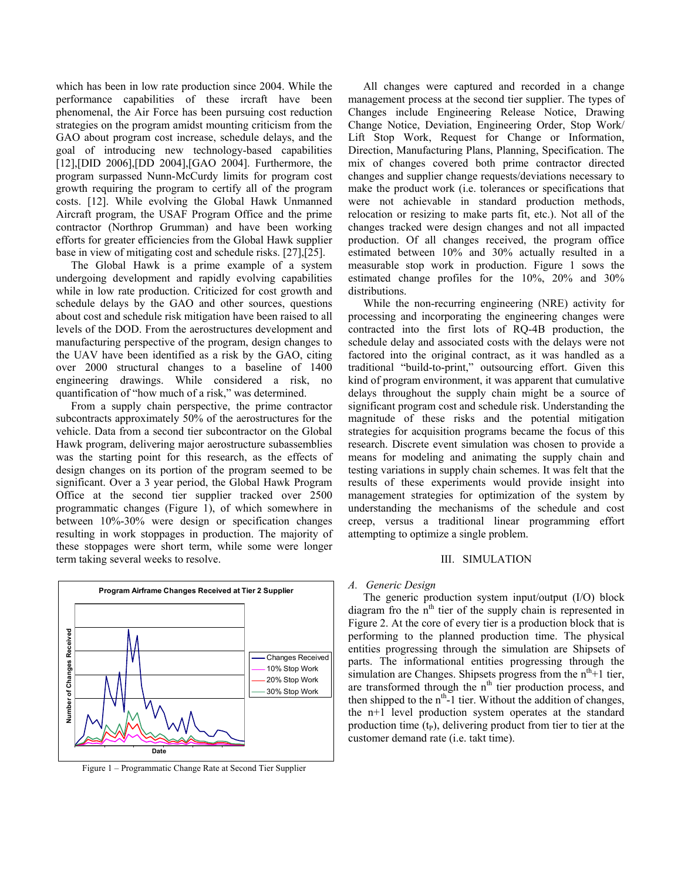which has been in low rate production since 2004. While the performance capabilities of these ircraft have been phenomenal, the Air Force has been pursuing cost reduction strategies on the program amidst mounting criticism from the GAO about program cost increase, schedule delays, and the goal of introducing new technology-based capabilities [12],[DID 2006],[DD 2004],[GAO 2004]. Furthermore, the program surpassed Nunn-McCurdy limits for program cost growth requiring the program to certify all of the program costs. [12]. While evolving the Global Hawk Unmanned Aircraft program, the USAF Program Office and the prime contractor (Northrop Grumman) and have been working efforts for greater efficiencies from the Global Hawk supplier base in view of mitigating cost and schedule risks. [27],[25].

The Global Hawk is a prime example of a system undergoing development and rapidly evolving capabilities while in low rate production. Criticized for cost growth and schedule delays by the GAO and other sources, questions about cost and schedule risk mitigation have been raised to all levels of the DOD. From the aerostructures development and manufacturing perspective of the program, design changes to the UAV have been identified as a risk by the GAO, citing over 2000 structural changes to a baseline of 1400 engineering drawings. While considered a risk, no quantification of "how much of a risk," was determined.

From a supply chain perspective, the prime contractor subcontracts approximately 50% of the aerostructures for the vehicle. Data from a second tier subcontractor on the Global Hawk program, delivering major aerostructure subassemblies was the starting point for this research, as the effects of design changes on its portion of the program seemed to be significant. Over a 3 year period, the Global Hawk Program Office at the second tier supplier tracked over 2500 programmatic changes (Figure 1), of which somewhere in between 10%-30% were design or specification changes resulting in work stoppages in production. The majority of these stoppages were short term, while some were longer term taking several weeks to resolve.

**Program Airframe Changes Received at Tier 2 Supplier**

(Chart: Number of Changes Received vs. Date; legend: Changes Received, 10% Stop Work, 20% Stop Work, 30% Stop Work)

Figure 1 – Programmatic Change Rate at Second Tier Supplier

All changes were captured and recorded in a change management process at the second tier supplier. The types of Changes include Engineering Release Notice, Drawing Change Notice, Deviation, Engineering Order, Stop Work/ Lift Stop Work, Request for Change or Information, Direction, Manufacturing Plans, Planning, Specification. The mix of changes covered both prime contractor directed changes and supplier change requests/deviations necessary to make the product work (i.e. tolerances or specifications that were not achievable in standard production methods, relocation or resizing to make parts fit, etc.). Not all of the changes tracked were design changes and not all impacted production. Of all changes received, the program office estimated between 10% and 30% actually resulted in a measurable stop work in production. Figure 1 sows the estimated change profiles for the 10%, 20% and 30% distributions.

While the non-recurring engineering (NRE) activity for processing and incorporating the engineering changes were contracted into the first lots of RQ-4B production, the schedule delay and associated costs with the delays were not factored into the original contract, as it was handled as a traditional "build-to-print," outsourcing effort. Given this kind of program environment, it was apparent that cumulative delays throughout the supply chain might be a source of significant program cost and schedule risk. Understanding the magnitude of these risks and the potential mitigation strategies for acquisition programs became the focus of this research. Discrete event simulation was chosen to provide a means for modeling and animating the supply chain and testing variations in supply chain schemes. It was felt that the results of these experiments would provide insight into management strategies for optimization of the system by understanding the mechanisms of the schedule and cost creep, versus a traditional linear programming effort attempting to optimize a single problem.

## III. SIMULATION

### *A. Generic Design*

The generic production system input/output (I/O) block diagram fro the $n^{th}$ tier of the supply chain is represented in Figure 2. At the core of every tier is a production block that is performing to the planned production time. The physical entities progressing through the simulation are Shipsets of parts. The informational entities progressing through the simulation are Changes. Shipsets progress from the $n^{th}+1$ tier, are transformed through the $n^{th}$ tier production process, and then shipped to the $n^{th}-1$ tier. Without the addition of changes, the n+1 level production system operates at the standard production time ($t_P$), delivering product from tier to tier at the customer demand rate (i.e. takt time).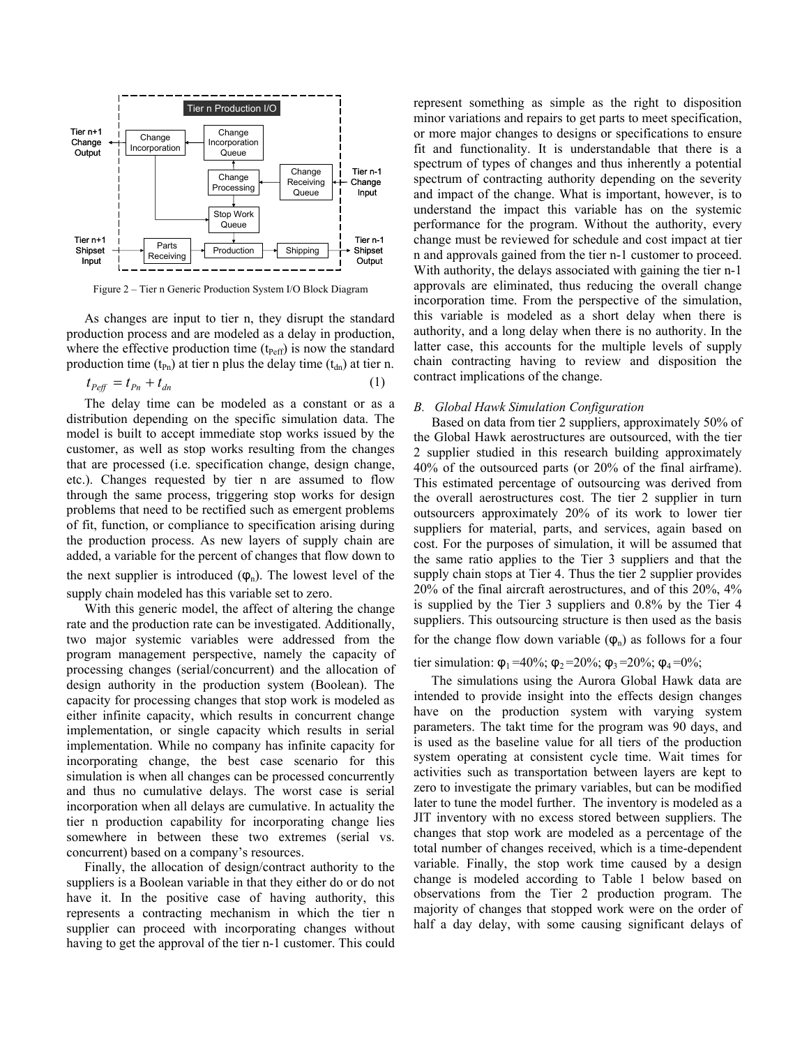Figure 2 – Tier n Generic Production System I/O Block Diagram

As changes are input to tier n, they disrupt the standard production process and are modeled as a delay in production, where the effective production time ($t_{Peff}$) is now the standard production time ($t_{Pn}$) at tier n plus the delay time ($t_{dn}$) at tier n.

$$t_{Peff} = t_{Pn} + t_{dn} \quad (1)$$

The delay time can be modeled as a constant or as a distribution depending on the specific simulation data. The model is built to accept immediate stop works issued by the customer, as well as stop works resulting from the changes that are processed (i.e. specification change, design change, etc.). Changes requested by tier n are assumed to flow through the same process, triggering stop works for design problems that need to be rectified such as emergent problems of fit, function, or compliance to specification arising during the production process. As new layers of supply chain are added, a variable for the percent of changes that flow down to the next supplier is introduced ($\varphi_n$). The lowest level of the supply chain modeled has this variable set to zero.

With this generic model, the affect of altering the change rate and the production rate can be investigated. Additionally, two major systemic variables were addressed from the program management perspective, namely the capacity of processing changes (serial/concurrent) and the allocation of design authority in the production system (Boolean). The capacity for processing changes that stop work is modeled as either infinite capacity, which results in concurrent change implementation, or single capacity which results in serial implementation. While no company has infinite capacity for incorporating change, the best case scenario for this simulation is when all changes can be processed concurrently and thus no cumulative delays. The worst case is serial incorporation when all delays are cumulative. In actuality the tier n production capability for incorporating change lies somewhere in between these two extremes (serial vs. concurrent) based on a company's resources.

Finally, the allocation of design/contract authority to the suppliers is a Boolean variable in that they either do or do not have it. In the positive case of having authority, this represents a contracting mechanism in which the tier n supplier can proceed with incorporating changes without having to get the approval of the tier n-1 customer. This could represent something as simple as the right to disposition minor variations and repairs to get parts to meet specification, or more major changes to designs or specifications to ensure fit and functionality. It is understandable that there is a spectrum of types of changes and thus inherently a potential spectrum of contracting authority depending on the severity and impact of the change. What is important, however, is to understand the impact this variable has on the systemic performance for the program. Without the authority, every change must be reviewed for schedule and cost impact at tier n and approvals gained from the tier n-1 customer to proceed. With authority, the delays associated with gaining the tier n-1 approvals are eliminated, thus reducing the overall change incorporation time. From the perspective of the simulation, this variable is modeled as a short delay when there is authority, and a long delay when there is no authority. In the latter case, this accounts for the multiple levels of supply chain contracting having to review and disposition the contract implications of the change.

### B. *Global Hawk Simulation Configuration*

Based on data from tier 2 suppliers, approximately 50% of the Global Hawk aerostructures are outsourced, with the tier 2 supplier studied in this research building approximately 40% of the outsourced parts (or 20% of the final airframe). This estimated percentage of outsourcing was derived from the overall aerostructures cost. The tier 2 supplier in turn outsourcers approximately 20% of its work to lower tier suppliers for material, parts, and services, again based on cost. For the purposes of simulation, it will be assumed that the same ratio applies to the Tier 3 suppliers and that the supply chain stops at Tier 4. Thus the tier 2 supplier provides 20% of the final aircraft aerostructures, and of this 20%, 4% is supplied by the Tier 3 suppliers and 0.8% by the Tier 4 suppliers. This outsourcing structure is then used as the basis for the change flow down variable ($\varphi_n$) as follows for a four tier simulation: $\varphi_1$ =40%; $\varphi_2$ =20%; $\varphi_3$ =20%; $\varphi_4$ =0%;

The simulations using the Aurora Global Hawk data are intended to provide insight into the effects design changes have on the production system with varying system parameters. The takt time for the program was 90 days, and is used as the baseline value for all tiers of the production system operating at consistent cycle time. Wait times for activities such as transportation between layers are kept to zero to investigate the primary variables, but can be modified later to tune the model further. The inventory is modeled as a JIT inventory with no excess stored between suppliers. The changes that stop work are modeled as a percentage of the total number of changes received, which is a time-dependent variable. Finally, the stop work time caused by a design change is modeled according to Table 1 below based on observations from the Tier 2 production program. The majority of changes that stopped work were on the order of half a day delay, with some causing significant delays of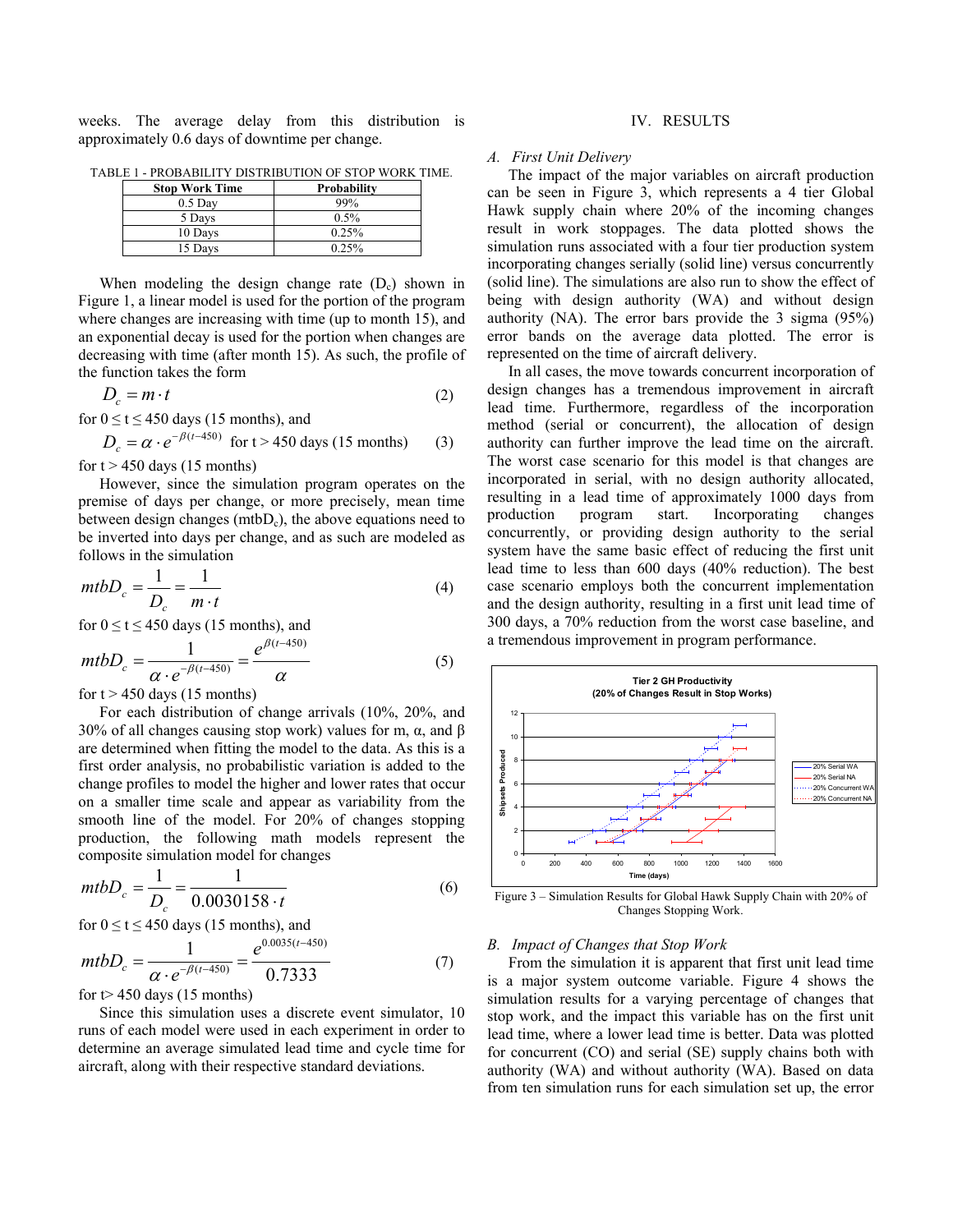weeks. The average delay from this distribution is approximately 0.6 days of downtime per change.

TABLE 1 - PROBABILITY DISTRIBUTION OF STOP WORK TIME.

| Stop Work Time | Probability |
|---|---|
| 0.5 Day | 99% |
| 5 Days | 0.5% |
| 10 Days | 0.25% |
| 15 Days | 0.25% |

When modeling the design change rate ($D_c$) shown in Figure 1, a linear model is used for the portion of the program where changes are increasing with time (up to month 15), and an exponential decay is used for the portion when changes are decreasing with time (after month 15). As such, the profile of the function takes the form

$$D_c = m \cdot t \tag{2}$$

for $0 \le t \le 450$ days (15 months), and

$$D_c = \alpha \cdot e^{-\beta(t-450)} \text{ for } t > 450 \text{ days (15 months)} \tag{3}$$

for t > 450 days (15 months)

However, since the simulation program operates on the premise of days per change, or more precisely, mean time between design changes ($mtbD_c$), the above equations need to be inverted into days per change, and as such are modeled as follows in the simulation

$$mtbD_c = \frac{1}{D_c} = \frac{1}{m \cdot t} \tag{4}$$

for $0 \le t \le 450$ days (15 months), and

$$mtbD_c = \frac{1}{\alpha \cdot e^{-\beta(t-450)}} = \frac{e^{\beta(t-450)}}{\alpha} \tag{5}$$

for t > 450 days (15 months)

For each distribution of change arrivals (10%, 20%, and 30% of all changes causing stop work) values for m, α, and β are determined when fitting the model to the data. As this is a first order analysis, no probabilistic variation is added to the change profiles to model the higher and lower rates that occur on a smaller time scale and appear as variability from the smooth line of the model. For 20% of changes stopping production, the following math models represent the composite simulation model for changes

$$mtbD_c = \frac{1}{D_c} = \frac{1}{0.0030158 \cdot t} \tag{6}$$

for $0 \le t \le 450$ days (15 months), and

$$mtbD_c = \frac{1}{\alpha \cdot e^{-\beta(t-450)}} = \frac{e^{0.0035(t-450)}}{0.7333} \tag{7}$$

for t> 450 days (15 months)

Since this simulation uses a discrete event simulator, 10 runs of each model were used in each experiment in order to determine an average simulated lead time and cycle time for aircraft, along with their respective standard deviations.

## IV. RESULTS

### A. First Unit Delivery

The impact of the major variables on aircraft production can be seen in Figure 3, which represents a 4 tier Global Hawk supply chain where 20% of the incoming changes result in work stoppages. The data plotted shows the simulation runs associated with a four tier production system incorporating changes serially (solid line) versus concurrently (solid line). The simulations are also run to show the effect of being with design authority (WA) and without design authority (NA). The error bars provide the 3 sigma (95%) error bands on the average data plotted. The error is represented on the time of aircraft delivery.

In all cases, the move towards concurrent incorporation of design changes has a tremendous improvement in aircraft lead time. Furthermore, regardless of the incorporation method (serial or concurrent), the allocation of design authority can further improve the lead time on the aircraft. The worst case scenario for this model is that changes are incorporated in serial, with no design authority allocated, resulting in a lead time of approximately 1000 days from production program start. Incorporating changes concurrently, or providing design authority to the serial system have the same basic effect of reducing the first unit lead time to less than 600 days (40% reduction). The best case scenario employs both the concurrent implementation and the design authority, resulting in a first unit lead time of 300 days, a 70% reduction from the worst case baseline, and a tremendous improvement in program performance.

Figure 3 – Simulation Results for Global Hawk Supply Chain with 20% of Changes Stopping Work.

### B. Impact of Changes that Stop Work

From the simulation it is apparent that first unit lead time is a major system outcome variable. Figure 4 shows the simulation results for a varying percentage of changes that stop work, and the impact this variable has on the first unit lead time, where a lower lead time is better. Data was plotted for concurrent (CO) and serial (SE) supply chains both with authority (WA) and without authority (WA). Based on data from ten simulation runs for each simulation set up, the error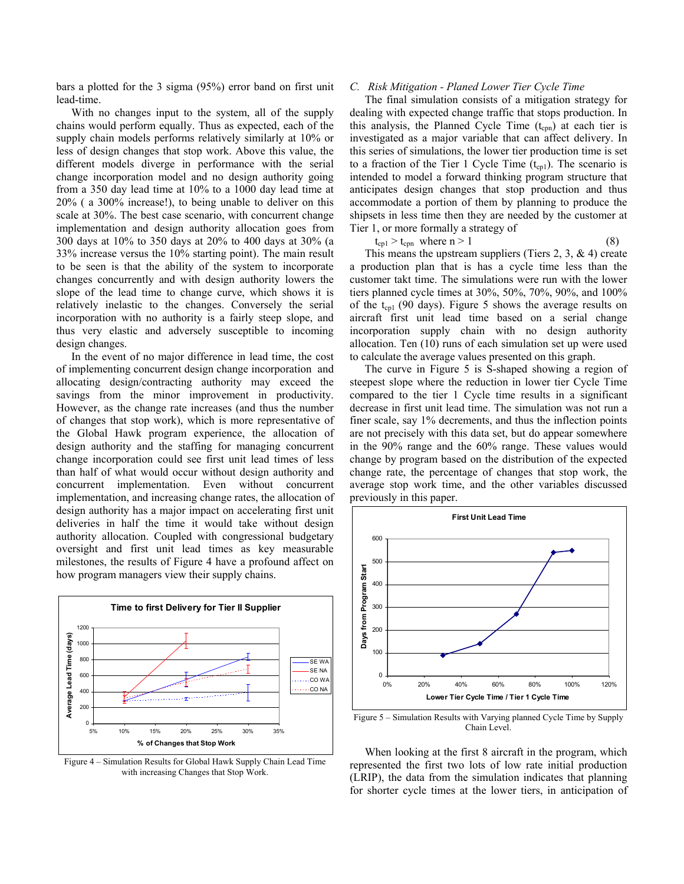bars a plotted for the 3 sigma (95%) error band on first unit lead-time.

With no changes input to the system, all of the supply chains would perform equally. Thus as expected, each of the supply chain models performs relatively similarly at 10% or less of design changes that stop work. Above this value, the different models diverge in performance with the serial change incorporation model and no design authority going from a 350 day lead time at 10% to a 1000 day lead time at 20% ( a 300% increase!), to being unable to deliver on this scale at 30%. The best case scenario, with concurrent change implementation and design authority allocation goes from 300 days at 10% to 350 days at 20% to 400 days at 30% (a 33% increase versus the 10% starting point). The main result to be seen is that the ability of the system to incorporate changes concurrently and with design authority lowers the slope of the lead time to change curve, which shows it is relatively inelastic to the changes. Conversely the serial incorporation with no authority is a fairly steep slope, and thus very elastic and adversely susceptible to incoming design changes.

In the event of no major difference in lead time, the cost of implementing concurrent design change incorporation and allocating design/contracting authority may exceed the savings from the minor improvement in productivity. However, as the change rate increases (and thus the number of changes that stop work), which is more representative of the Global Hawk program experience, the allocation of design authority and the staffing for managing concurrent change incorporation could see first unit lead times of less than half of what would occur without design authority and concurrent implementation. Even without concurrent implementation, and increasing change rates, the allocation of design authority has a major impact on accelerating first unit deliveries in half the time it would take without design authority allocation. Coupled with congressional budgetary oversight and first unit lead times as key measurable milestones, the results of Figure 4 have a profound affect on how program managers view their supply chains.

Figure 4 – Simulation Results for Global Hawk Supply Chain Lead Time with increasing Changes that Stop Work.

### C. Risk Mitigation - Planed Lower Tier Cycle Time

The final simulation consists of a mitigation strategy for dealing with expected change traffic that stops production. In this analysis, the Planned Cycle Time ($t_{cpn}$) at each tier is investigated as a major variable that can affect delivery. In this series of simulations, the lower tier production time is set to a fraction of the Tier 1 Cycle Time ($t_{cp1}$). The scenario is intended to model a forward thinking program structure that anticipates design changes that stop production and thus accommodate a portion of them by planning to produce the shipsets in less time then they are needed by the customer at Tier 1, or more formally a strategy of

$$t_{cp1} > t_{cpn} \text{ where } n > 1 \quad (8)$$

This means the upstream suppliers (Tiers 2, 3, & 4) create a production plan that is has a cycle time less than the customer takt time. The simulations were run with the lower tiers planned cycle times at 30%, 50%, 70%, 90%, and 100% of the $t_{cp1}$ (90 days). Figure 5 shows the average results on aircraft first unit lead time based on a serial change incorporation supply chain with no design authority allocation. Ten (10) runs of each simulation set up were used to calculate the average values presented on this graph.

The curve in Figure 5 is S-shaped showing a region of steepest slope where the reduction in lower tier Cycle Time compared to the tier 1 Cycle time results in a significant decrease in first unit lead time. The simulation was not run a finer scale, say 1% decrements, and thus the inflection points are not precisely with this data set, but do appear somewhere in the 90% range and the 60% range. These values would change by program based on the distribution of the expected change rate, the percentage of changes that stop work, the average stop work time, and the other variables discussed previously in this paper.

Figure 5 – Simulation Results with Varying planned Cycle Time by Supply Chain Level.

When looking at the first 8 aircraft in the program, which represented the first two lots of low rate initial production (LRIP), the data from the simulation indicates that planning for shorter cycle times at the lower tiers, in anticipation of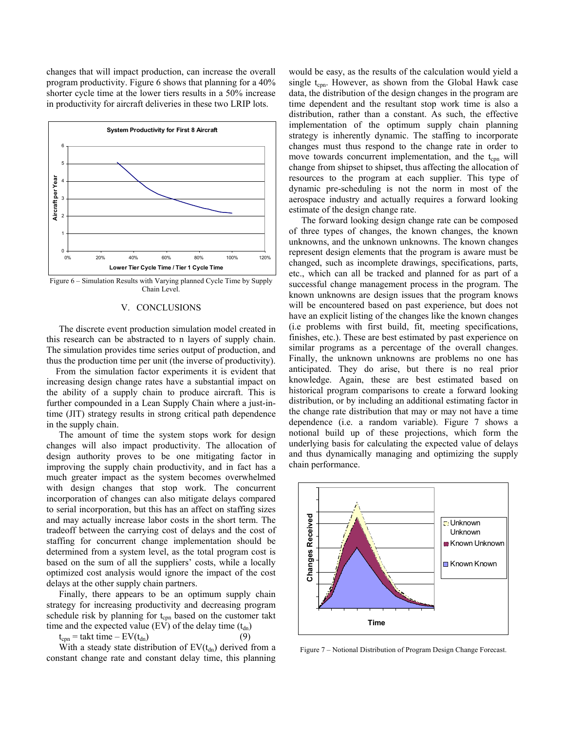changes that will impact production, can increase the overall program productivity. Figure 6 shows that planning for a 40% shorter cycle time at the lower tiers results in a 50% increase in productivity for aircraft deliveries in these two LRIP lots.

Figure 6 – Simulation Results with Varying planned Cycle Time by Supply Chain Level.

## V. CONCLUSIONS

The discrete event production simulation model created in this research can be abstracted to n layers of supply chain. The simulation provides time series output of production, and thus the production time per unit (the inverse of productivity).

From the simulation factor experiments it is evident that increasing design change rates have a substantial impact on the ability of a supply chain to produce aircraft. This is further compounded in a Lean Supply Chain where a just-in-time (JIT) strategy results in strong critical path dependence in the supply chain.

The amount of time the system stops work for design changes will also impact productivity. The allocation of design authority proves to be one mitigating factor in improving the supply chain productivity, and in fact has a much greater impact as the system becomes overwhelmed with design changes that stop work. The concurrent incorporation of changes can also mitigate delays compared to serial incorporation, but this has an affect on staffing sizes and may actually increase labor costs in the short term. The tradeoff between the carrying cost of delays and the cost of staffing for concurrent change implementation should be determined from a system level, as the total program cost is based on the sum of all the suppliers' costs, while a locally optimized cost analysis would ignore the impact of the cost delays at the other supply chain partners.

Finally, there appears to be an optimum supply chain strategy for increasing productivity and decreasing program schedule risk by planning for $t_{cpn}$ based on the customer takt time and the expected value (EV) of the delay time ($t_{dn}$)

$$t_{cpn} = \text{takt time} - EV(t_{dn}) \tag{9}$$

With a steady state distribution of $EV(t_{dn})$ derived from a constant change rate and constant delay time, this planning would be easy, as the results of the calculation would yield a single $t_{cpn}$. However, as shown from the Global Hawk case data, the distribution of the design changes in the program are time dependent and the resultant stop work time is also a distribution, rather than a constant. As such, the effective implementation of the optimum supply chain planning strategy is inherently dynamic. The staffing to incorporate changes must thus respond to the change rate in order to move towards concurrent implementation, and the $t_{cpn}$ will change from shipset to shipset, thus affecting the allocation of resources to the program at each supplier. This type of dynamic pre-scheduling is not the norm in most of the aerospace industry and actually requires a forward looking estimate of the design change rate.

The forward looking design change rate can be composed of three types of changes, the known changes, the known unknowns, and the unknown unknowns. The known changes represent design elements that the program is aware must be changed, such as incomplete drawings, specifications, parts, etc., which can all be tracked and planned for as part of a successful change management process in the program. The known unknowns are design issues that the program knows will be encountered based on past experience, but does not have an explicit listing of the changes like the known changes (i.e problems with first build, fit, meeting specifications, finishes, etc.). These are best estimated by past experience on similar programs as a percentage of the overall changes. Finally, the unknown unknowns are problems no one has anticipated. They do arise, but there is no real prior knowledge. Again, these are best estimated based on historical program comparisons to create a forward looking distribution, or by including an additional estimating factor in the change rate distribution that may or may not have a time dependence (i.e. a random variable). Figure 7 shows a notional build up of these projections, which form the underlying basis for calculating the expected value of delays and thus dynamically managing and optimizing the supply chain performance.

Figure 7 – Notional Distribution of Program Design Change Forecast.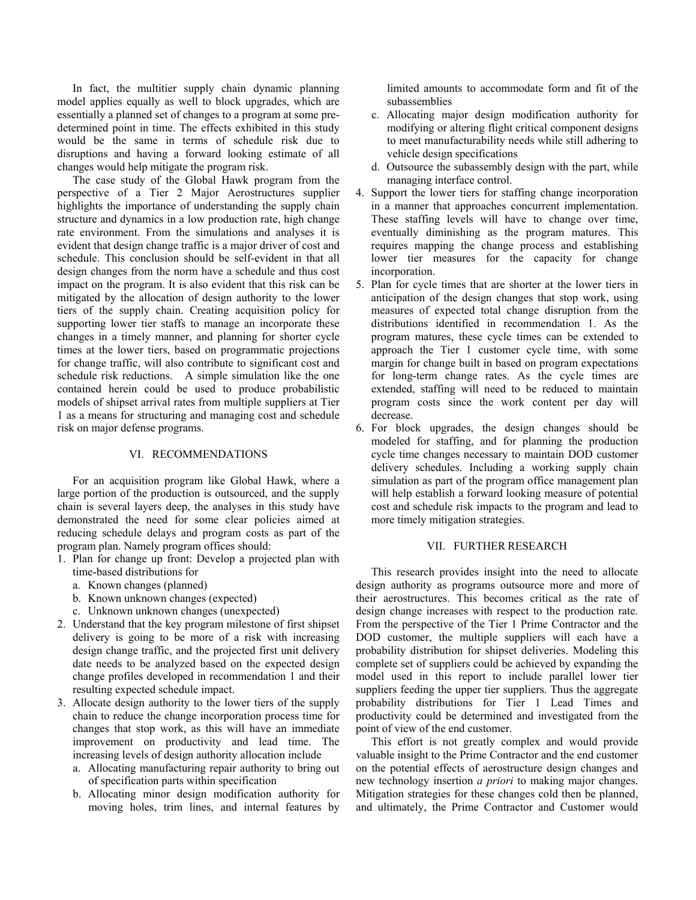In fact, the multitier supply chain dynamic planning model applies equally as well to block upgrades, which are essentially a planned set of changes to a program at some pre-determined point in time. The effects exhibited in this study would be the same in terms of schedule risk due to disruptions and having a forward looking estimate of all changes would help mitigate the program risk.

The case study of the Global Hawk program from the perspective of a Tier 2 Major Aerostructures supplier highlights the importance of understanding the supply chain structure and dynamics in a low production rate, high change rate environment. From the simulations and analyses it is evident that design change traffic is a major driver of cost and schedule. This conclusion should be self-evident in that all design changes from the norm have a schedule and thus cost impact on the program. It is also evident that this risk can be mitigated by the allocation of design authority to the lower tiers of the supply chain. Creating acquisition policy for supporting lower tier staffs to manage an incorporate these changes in a timely manner, and planning for shorter cycle times at the lower tiers, based on programmatic projections for change traffic, will also contribute to significant cost and schedule risk reductions. A simple simulation like the one contained herein could be used to produce probabilistic models of shipset arrival rates from multiple suppliers at Tier 1 as a means for structuring and managing cost and schedule risk on major defense programs.

## VI. RECOMMENDATIONS

For an acquisition program like Global Hawk, where a large portion of the production is outsourced, and the supply chain is several layers deep, the analyses in this study have demonstrated the need for some clear policies aimed at reducing schedule delays and program costs as part of the program plan. Namely program offices should:

1. Plan for change up front: Develop a projected plan with time-based distributions for
   a. Known changes (planned)
   b. Known unknown changes (expected)
   c. Unknown unknown changes (unexpected)
2. Understand that the key program milestone of first shipset delivery is going to be more of a risk with increasing design change traffic, and the projected first unit delivery date needs to be analyzed based on the expected design change profiles developed in recommendation 1 and their resulting expected schedule impact.
3. Allocate design authority to the lower tiers of the supply chain to reduce the change incorporation process time for changes that stop work, as this will have an immediate improvement on productivity and lead time. The increasing levels of design authority allocation include
   a. Allocating manufacturing repair authority to bring out of specification parts within specification
   b. Allocating minor design modification authority for moving holes, trim lines, and internal features by limited amounts to accommodate form and fit of the subassemblies
   c. Allocating major design modification authority for modifying or altering flight critical component designs to meet manufacturability needs while still adhering to vehicle design specifications
   d. Outsource the subassembly design with the part, while managing interface control.
4. Support the lower tiers for staffing change incorporation in a manner that approaches concurrent implementation. These staffing levels will have to change over time, eventually diminishing as the program matures. This requires mapping the change process and establishing lower tier measures for the capacity for change incorporation.
5. Plan for cycle times that are shorter at the lower tiers in anticipation of the design changes that stop work, using measures of expected total change disruption from the distributions identified in recommendation 1. As the program matures, these cycle times can be extended to approach the Tier 1 customer cycle time, with some margin for change built in based on program expectations for long-term change rates. As the cycle times are extended, staffing will need to be reduced to maintain program costs since the work content per day will decrease.
6. For block upgrades, the design changes should be modeled for staffing, and for planning the production cycle time changes necessary to maintain DOD customer delivery schedules. Including a working supply chain simulation as part of the program office management plan will help establish a forward looking measure of potential cost and schedule risk impacts to the program and lead to more timely mitigation strategies.

## VII. FURTHER RESEARCH

This research provides insight into the need to allocate design authority as programs outsource more and more of their aerostructures. This becomes critical as the rate of design change increases with respect to the production rate. From the perspective of the Tier 1 Prime Contractor and the DOD customer, the multiple suppliers will each have a probability distribution for shipset deliveries. Modeling this complete set of suppliers could be achieved by expanding the model used in this report to include parallel lower tier suppliers feeding the upper tier suppliers. Thus the aggregate probability distributions for Tier 1 Lead Times and productivity could be determined and investigated from the point of view of the end customer.

This effort is not greatly complex and would provide valuable insight to the Prime Contractor and the end customer on the potential effects of aerostructure design changes and new technology insertion *a priori* to making major changes. Mitigation strategies for these changes cold then be planned, and ultimately, the Prime Contractor and Customer would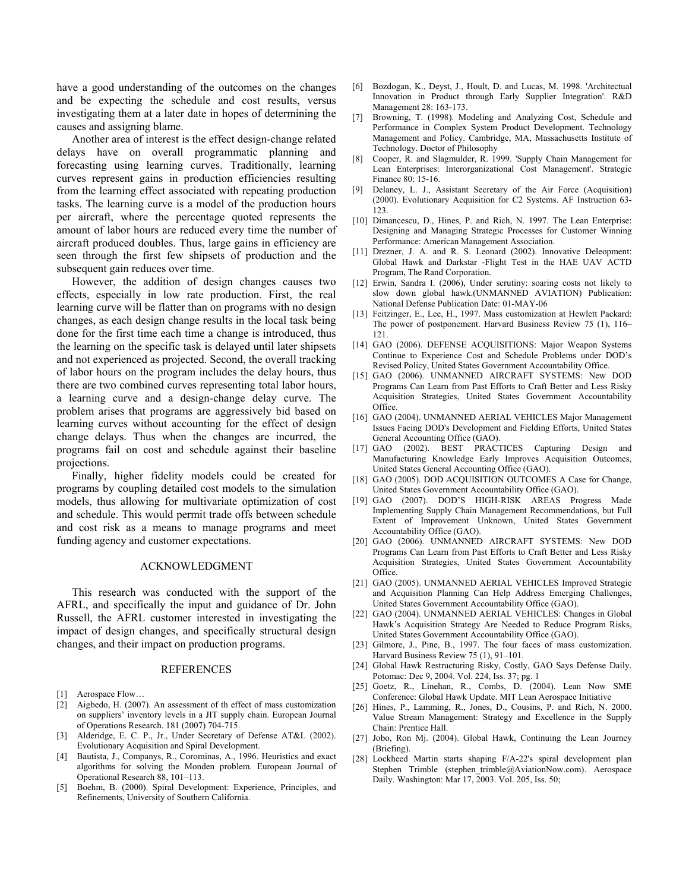have a good understanding of the outcomes on the changes and be expecting the schedule and cost results, versus investigating them at a later date in hopes of determining the causes and assigning blame.

Another area of interest is the effect design-change related delays have on overall programmatic planning and forecasting using learning curves. Traditionally, learning curves represent gains in production efficiencies resulting from the learning effect associated with repeating production tasks. The learning curve is a model of the production hours per aircraft, where the percentage quoted represents the amount of labor hours are reduced every time the number of aircraft produced doubles. Thus, large gains in efficiency are seen through the first few shipsets of production and the subsequent gain reduces over time.

However, the addition of design changes causes two effects, especially in low rate production. First, the real learning curve will be flatter than on programs with no design changes, as each design change results in the local task being done for the first time each time a change is introduced, thus the learning on the specific task is delayed until later shipsets and not experienced as projected. Second, the overall tracking of labor hours on the program includes the delay hours, thus there are two combined curves representing total labor hours, a learning curve and a design-change delay curve. The problem arises that programs are aggressively bid based on learning curves without accounting for the effect of design change delays. Thus when the changes are incurred, the programs fail on cost and schedule against their baseline projections.

Finally, higher fidelity models could be created for programs by coupling detailed cost models to the simulation models, thus allowing for multivariate optimization of cost and schedule. This would permit trade offs between schedule and cost risk as a means to manage programs and meet funding agency and customer expectations.

## ACKNOWLEDGMENT

This research was conducted with the support of the AFRL, and specifically the input and guidance of Dr. John Russell, the AFRL customer interested in investigating the impact of design changes, and specifically structural design changes, and their impact on production programs.

## REFERENCES

[1] Aerospace Flow…

[2] Aigbedo, H. (2007). An assessment of th effect of mass customization on suppliers' inventory levels in a JIT supply chain. European Journal of Operations Research. 181 (2007) 704-715.

[3] Alderidge, E. C. P., Jr., Under Secretary of Defense AT&L (2002). Evolutionary Acquisition and Spiral Development.

[4] Bautista, J., Companys, R., Corominas, A., 1996. Heuristics and exact algorithms for solving the Monden problem. European Journal of Operational Research 88, 101–113.

[5] Boehm, B. (2000). Spiral Development: Experience, Principles, and Refinements, University of Southern California.

[6] Bozdogan, K., Deyst, J., Hoult, D. and Lucas, M. 1998. 'Architectual Innovation in Product through Early Supplier Integration'. R&D Management 28: 163-173.

[7] Browning, T. (1998). Modeling and Analyzing Cost, Schedule and Performance in Complex System Product Development. Technology Management and Policy. Cambridge, MA, Massachusetts Institute of Technology. Doctor of Philosophy

[8] Cooper, R. and Slagmulder, R. 1999. 'Supply Chain Management for Lean Enterprises: Interorganizational Cost Management'. Strategic Finance 80: 15-16.

[9] Delaney, L. J., Assistant Secretary of the Air Force (Acquisition) (2000). Evolutionary Acquisition for C2 Systems. AF Instruction 63-123.

[10] Dimancescu, D., Hines, P. and Rich, N. 1997. The Lean Enterprise: Designing and Managing Strategic Processes for Customer Winning Performance: American Management Association.

[11] Drezner, J. A. and R. S. Leonard (2002). Innovative Deleopment: Global Hawk and Darkstar -Flight Test in the HAE UAV ACTD Program, The Rand Corporation.

[12] Erwin, Sandra I. (2006), Under scrutiny: soaring costs not likely to slow down global hawk.(UNMANNED AVIATION) Publication: National Defense Publication Date: 01-MAY-06

[13] Feitzinger, E., Lee, H., 1997. Mass customization at Hewlett Packard: The power of postponement. Harvard Business Review 75 (1), 116–121.

[14] GAO (2006). DEFENSE ACQUISITIONS: Major Weapon Systems Continue to Experience Cost and Schedule Problems under DOD's Revised Policy, United States Government Accountability Office.

[15] GAO (2006). UNMANNED AIRCRAFT SYSTEMS: New DOD Programs Can Learn from Past Efforts to Craft Better and Less Risky Acquisition Strategies, United States Government Accountability Office.

[16] GAO (2004). UNMANNED AERIAL VEHICLES Major Management Issues Facing DOD's Development and Fielding Efforts, United States General Accounting Office (GAO).

[17] GAO (2002). BEST PRACTICES Capturing Design and Manufacturing Knowledge Early Improves Acquisition Outcomes, United States General Accounting Office (GAO).

[18] GAO (2005). DOD ACQUISITION OUTCOMES A Case for Change, United States Government Accountability Office (GAO).

[19] GAO (2007). DOD'S HIGH-RISK AREAS Progress Made Implementing Supply Chain Management Recommendations, but Full Extent of Improvement Unknown, United States Government Accountability Office (GAO).

[20] GAO (2006). UNMANNED AIRCRAFT SYSTEMS: New DOD Programs Can Learn from Past Efforts to Craft Better and Less Risky Acquisition Strategies, United States Government Accountability Office.

[21] GAO (2005). UNMANNED AERIAL VEHICLES Improved Strategic and Acquisition Planning Can Help Address Emerging Challenges, United States Government Accountability Office (GAO).

[22] GAO (2004). UNMANNED AERIAL VEHICLES: Changes in Global Hawk's Acquisition Strategy Are Needed to Reduce Program Risks, United States Government Accountability Office (GAO).

[23] Gilmore, J., Pine, B., 1997. The four faces of mass customization. Harvard Business Review 75 (1), 91–101.

[24] Global Hawk Restructuring Risky, Costly, GAO Says Defense Daily. Potomac: Dec 9, 2004. Vol. 224, Iss. 37; pg. 1

[25] Goetz, R., Linehan, R., Combs, D. (2004). Lean Now SME Conference: Global Hawk Update. MIT Lean Aerospace Initiative

[26] Hines, P., Lamming, R., Jones, D., Cousins, P. and Rich, N. 2000. Value Stream Management: Strategy and Excellence in the Supply Chain: Prentice Hall.

[27] Jobo, Ron Mj. (2004). Global Hawk, Continuing the Lean Journey (Briefing).

[28] Lockheed Martin starts shaping F/A-22's spiral development plan Stephen Trimble (stephen_trimble@AviationNow.com). Aerospace Daily. Washington: Mar 17, 2003. Vol. 205, Iss. 50;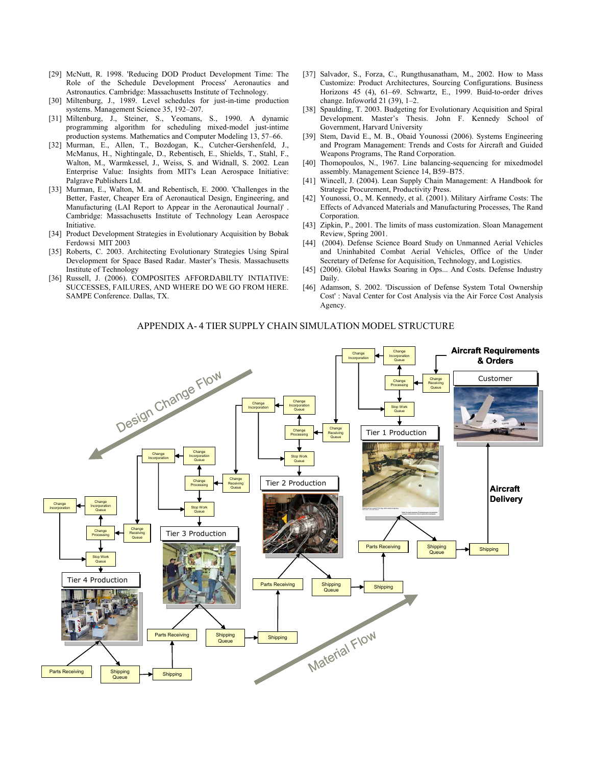[29] McNutt, R. 1998. 'Reducing DOD Product Development Time: The Role of the Schedule Development Process' Aeronautics and Astronautics. Cambridge: Massachusetts Institute of Technology.

[30] Miltenburg, J., 1989. Level schedules for just-in-time production systems. Management Science 35, 192–207.

[31] Miltenburg, J., Steiner, S., Yeomans, S., 1990. A dynamic programming algorithm for scheduling mixed-model just-intime production systems. Mathematics and Computer Modeling 13, 57–66.

[32] Murman, E., Allen, T., Bozdogan, K., Cutcher-Gershenfeld, J., McManus, H., Nightingale, D., Rebentisch, E., Shields, T., Stahl, F., Walton, M., Warmkessel, J., Weiss, S. and Widnall, S. 2002. Lean Enterprise Value: Insights from MIT's Lean Aerospace Initiative: Palgrave Publishers Ltd.

[33] Murman, E., Walton, M. and Rebentisch, E. 2000. 'Challenges in the Better, Faster, Cheaper Era of Aeronautical Design, Engineering, and Manufacturing (LAI Report to Appear in the Aeronautical Journal)' . Cambridge: Massachusetts Institute of Technology Lean Aerospace Initiative.

[34] Product Development Strategies in Evolutionary Acquisition by Bobak Ferdowsi MIT 2003

[35] Roberts, C. 2003. Architecting Evolutionary Strategies Using Spiral Development for Space Based Radar. Master's Thesis. Massachusetts Institute of Technology

[36] Russell, J. (2006). COMPOSITES AFFORDABILTY INTIATIVE: SUCCESSES, FAILURES, AND WHERE DO WE GO FROM HERE. SAMPE Conference. Dallas, TX.

[37] Salvador, S., Forza, C., Rungthusanatham, M., 2002. How to Mass Customize: Product Architectures, Sourcing Configurations. Business Horizons 45 (4), 61–69. Schwartz, E., 1999. Buid-to-order drives change. Infoworld 21 (39), 1–2.

[38] Spaulding, T. 2003. Budgeting for Evolutionary Acquisition and Spiral Development. Master's Thesis. John F. Kennedy School of Government, Harvard University

[39] Stem, David E., M. B., Obaid Younossi (2006). Systems Engineering and Program Management: Trends and Costs for Aircraft and Guided Weapons Programs, The Rand Corporation.

[40] Thomopoulos, N., 1967. Line balancing-sequencing for mixedmodel assembly. Management Science 14, B59–B75.

[41] Wincell, J. (2004). Lean Supply Chain Management: A Handbook for Strategic Procurement, Productivity Press.

[42] Younossi, O., M. Kennedy, et al. (2001). Military Airframe Costs: The Effects of Advanced Materials and Manufacturing Processes, The Rand Corporation.

[43] Zipkin, P., 2001. The limits of mass customization. Sloan Management Review, Spring 2001.

[44] (2004). Defense Science Board Study on Unmanned Aerial Vehicles and Uninhabited Combat Aerial Vehicles, Office of the Under Secretary of Defense for Acquisition, Technology, and Logistics.

[45] (2006). Global Hawks Soaring in Ops... And Costs. Defense Industry Daily.

[46] Adamson, S. 2002. 'Discussion of Defense System Total Ownership Cost' : Naval Center for Cost Analysis via the Air Force Cost Analysis Agency.

## APPENDIX A- 4 TIER SUPPLY CHAIN SIMULATION MODEL STRUCTURE

Aircraft Requirements & Orders

Customer

Design Change Flow

Change Incorporation

Change Incorporation Queue

Change Processing

Change Receiving Queue

Stop Work Queue

Tier 1 Production

Tier 2 Production

Tier 3 Production

Tier 4 Production

Aircraft Delivery

Parts Receiving

Shipping Queue

Shipping

Material Flow